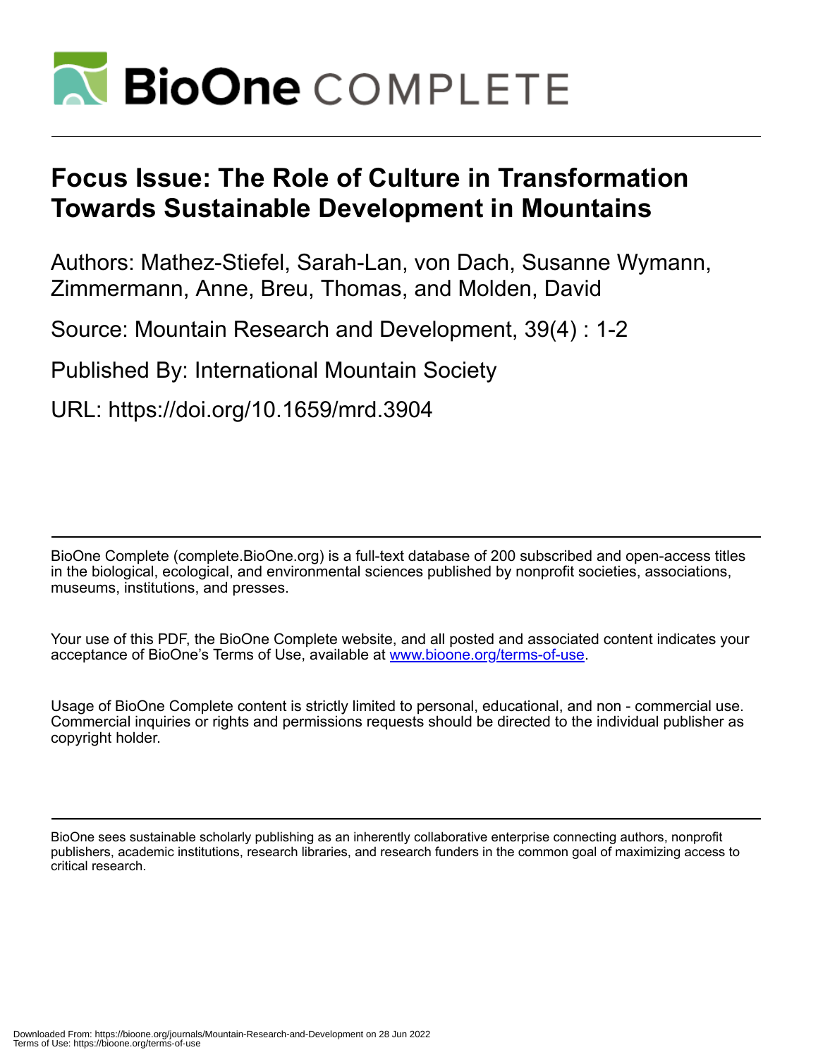# Focus Issue: The Role of Culture in Transformation Towards Sustainable Development in Mountains

Authors: Mathez-Stiefel, Sarah-Lan, von Dach, Susanne Wymann, Zimmermann, Anne, Breu, Thomas, and Molden, David

Source: Mountain Research and Development, 39(4) : 1-2

Published By: International Mountain Society

URL: https://doi.org/10.1659/mrd.3904

BioOne Complete (complete.BioOne.org) is a full-text database of 200 subscribed and open-access titles in the biological, ecological, and environmental sciences published by nonprofit societies, associations, museums, institutions, and presses.

Your use of this PDF, the BioOne Complete website, and all posted and associated content indicates your acceptance of BioOne's Terms of Use, available at www.bioone.org/terms-of-use.

Usage of BioOne Complete content is strictly limited to personal, educational, and non - commercial use. Commercial inquiries or rights and permissions requests should be directed to the individual publisher as copyright holder.

BioOne sees sustainable scholarly publishing as an inherently collaborative enterprise connecting authors, nonprofit publishers, academic institutions, research libraries, and research funders in the common goal of maximizing access to critical research.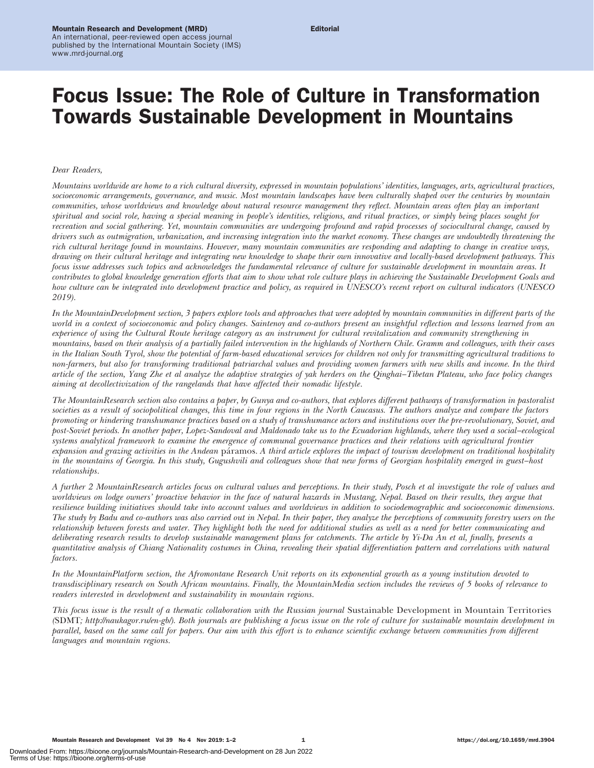# Focus Issue: The Role of Culture in Transformation Towards Sustainable Development in Mountains

*Dear Readers,*

*Mountains worldwide are home to a rich cultural diversity, expressed in mountain populations' identities, languages, arts, agricultural practices, socioeconomic arrangements, governance, and music. Most mountain landscapes have been culturally shaped over the centuries by mountain communities, whose worldviews and knowledge about natural resource management they reflect. Mountain areas often play an important spiritual and social role, having a special meaning in people's identities, religions, and ritual practices, or simply being places sought for recreation and social gathering. Yet, mountain communities are undergoing profound and rapid processes of sociocultural change, caused by drivers such as outmigration, urbanization, and increasing integration into the market economy. These changes are undoubtedly threatening the rich cultural heritage found in mountains. However, many mountain communities are responding and adapting to change in creative ways, drawing on their cultural heritage and integrating new knowledge to shape their own innovative and locally-based development pathways. This focus issue addresses such topics and acknowledges the fundamental relevance of culture for sustainable development in mountain areas. It contributes to global knowledge generation efforts that aim to show what role culture plays in achieving the Sustainable Development Goals and how culture can be integrated into development practice and policy, as required in UNESCO's recent report on cultural indicators (UNESCO 2019).*

*In the MountainDevelopment section, 3 papers explore tools and approaches that were adopted by mountain communities in different parts of the world in a context of socioeconomic and policy changes. Saintenoy and co-authors present an insightful reflection and lessons learned from an experience of using the Cultural Route heritage category as an instrument for cultural revitalization and community strengthening in mountains, based on their analysis of a partially failed intervention in the highlands of Northern Chile. Gramm and colleagues, with their cases in the Italian South Tyrol, show the potential of farm-based educational services for children not only for transmitting agricultural traditions to non-farmers, but also for transforming traditional patriarchal values and providing women farmers with new skills and income. In the third article of the section, Yang Zhe et al analyze the adaptive strategies of yak herders on the Qinghai–Tibetan Plateau, who face policy changes aiming at decollectivization of the rangelands that have affected their nomadic lifestyle.*

*The MountainResearch section also contains a paper, by Gunya and co-authors, that explores different pathways of transformation in pastoralist societies as a result of sociopolitical changes, this time in four regions in the North Caucasus. The authors analyze and compare the factors promoting or hindering transhumance practices based on a study of transhumance actors and institutions over the pre-revolutionary, Soviet, and post-Soviet periods. In another paper, Lopez-Sandoval and Maldonado take us to the Ecuadorian highlands, where they used a social–ecological systems analytical framework to examine the emergence of communal governance practices and their relations with agricultural frontier expansion and grazing activities in the Andean* páramos*. A third article explores the impact of tourism development on traditional hospitality in the mountains of Georgia. In this study, Gugushvili and colleagues show that new forms of Georgian hospitality emerged in guest–host relationships.*

*A further 2 MountainResearch articles focus on cultural values and perceptions. In their study, Posch et al investigate the role of values and worldviews on lodge owners' proactive behavior in the face of natural hazards in Mustang, Nepal. Based on their results, they argue that resilience building initiatives should take into account values and worldviews in addition to sociodemographic and socioeconomic dimensions. The study by Badu and co-authors was also carried out in Nepal. In their paper, they analyze the perceptions of community forestry users on the relationship between forests and water. They highlight both the need for additional studies as well as a need for better communicating and deliberating research results to develop sustainable management plans for catchments. The article by Yi-Da An et al, finally, presents a quantitative analysis of Chiang Nationality costumes in China, revealing their spatial differentiation pattern and correlations with natural factors.*

*In the MountainPlatform section, the Afromontane Research Unit reports on its exponential growth as a young institution devoted to transdisciplinary research on South African mountains. Finally, the MountainMedia section includes the reviews of 5 books of relevance to readers interested in development and sustainability in mountain regions.*

*This focus issue is the result of a thematic collaboration with the Russian journal* Sustainable Development in Mountain Territories *(*SDMT*; http://naukagor.ru/en-gb/). Both journals are publishing a focus issue on the role of culture for sustainable mountain development in parallel, based on the same call for papers. Our aim with this effort is to enhance scientific exchange between communities from different languages and mountain regions.*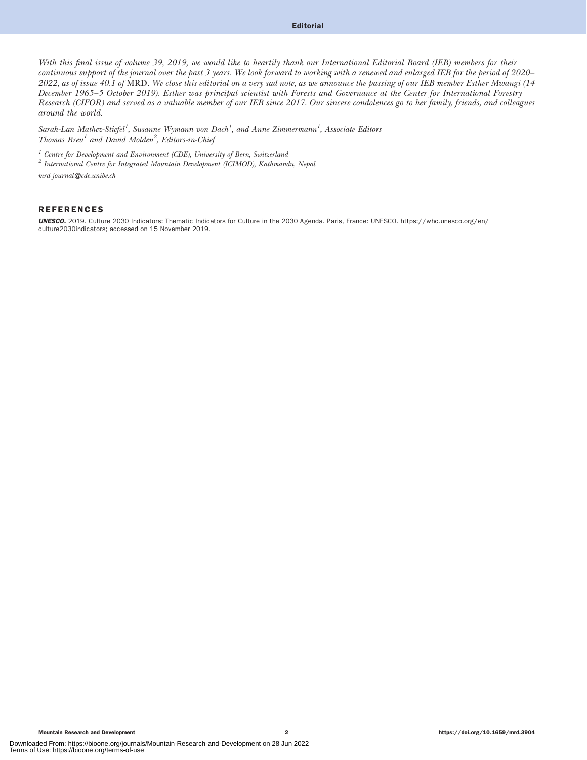*With this final issue of volume 39, 2019, we would like to heartily thank our International Editorial Board (IEB) members for their continuous support of the journal over the past 3 years. We look forward to working with a renewed and enlarged IEB for the period of 2020–2022, as of issue 40.1 of* MRD. *We close this editorial on a very sad note, as we announce the passing of our IEB member Esther Mwangi (14 December 1965–5 October 2019). Esther was principal scientist with Forests and Governance at the Center for International Forestry Research (CIFOR) and served as a valuable member of our IEB since 2017. Our sincere condolences go to her family, friends, and colleagues around the world.*

*Sarah-Lan Mathez-Stiefel[1], Susanne Wymann von Dach[1], and Anne Zimmermann[1], Associate Editors*
*Thomas Breu[1] and David Molden[2], Editors-in-Chief*

*[1] Centre for Development and Environment (CDE), University of Bern, Switzerland*
*[2] International Centre for Integrated Mountain Development (ICIMOD), Kathmandu, Nepal*
*mrd-journal@cde.unibe.ch*

## REFERENCES

***UNESCO.*** 2019. Culture 2030 Indicators: Thematic Indicators for Culture in the 2030 Agenda. Paris, France: UNESCO. https://whc.unesco.org/en/culture2030indicators; accessed on 15 November 2019.